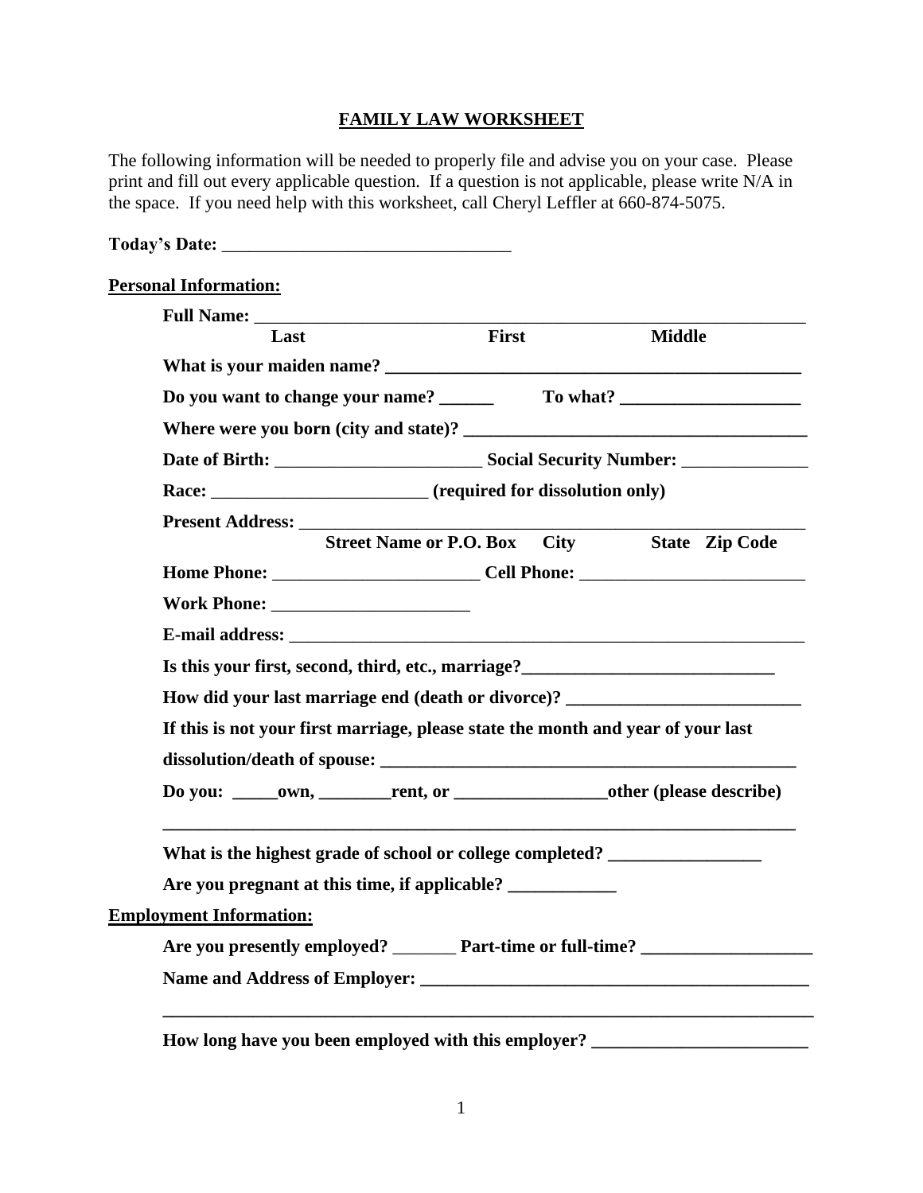# FAMILY LAW WORKSHEET

The following information will be needed to properly file and advise you on your case. Please print and fill out every applicable question. If a question is not applicable, please write N/A in the space. If you need help with this worksheet, call Cheryl Leffler at 660-874-5075.

**Today's Date:** ________________________________

**Personal Information:**

**Full Name:** ____________________________________________________________
**Last** **First** **Middle**

**What is your maiden name?** ______________________________________________

**Do you want to change your name?** ______ **To what?** ____________________

**Where were you born (city and state)?** ______________________________________

**Date of Birth:** ______________________ **Social Security Number:** ______________

**Race:** ________________________ **(required for dissolution only)**

**Present Address:** ______________________________________________________
**Street Name or P.O. Box** **City** **State** **Zip Code**

**Home Phone:** ______________________ **Cell Phone:** _________________________

**Work Phone:** _____________________

**E-mail address:** _________________________________________________________

**Is this your first, second, third, etc., marriage?**____________________________

**How did your last marriage end (death or divorce)?** __________________________

**If this is not your first marriage, please state the month and year of your last dissolution/death of spouse:** _______________________________________________

**Do you: _____own, ________rent, or _________________other (please describe)**

_________________________________________________________________________

**What is the highest grade of school or college completed?** _________________

**Are you pregnant at this time, if applicable?** ____________

**Employment Information:**

**Are you presently employed?** _______ **Part-time or full-time?** ___________________

**Name and Address of Employer:** ____________________________________________

_________________________________________________________________________

**How long have you been employed with this employer?** ________________________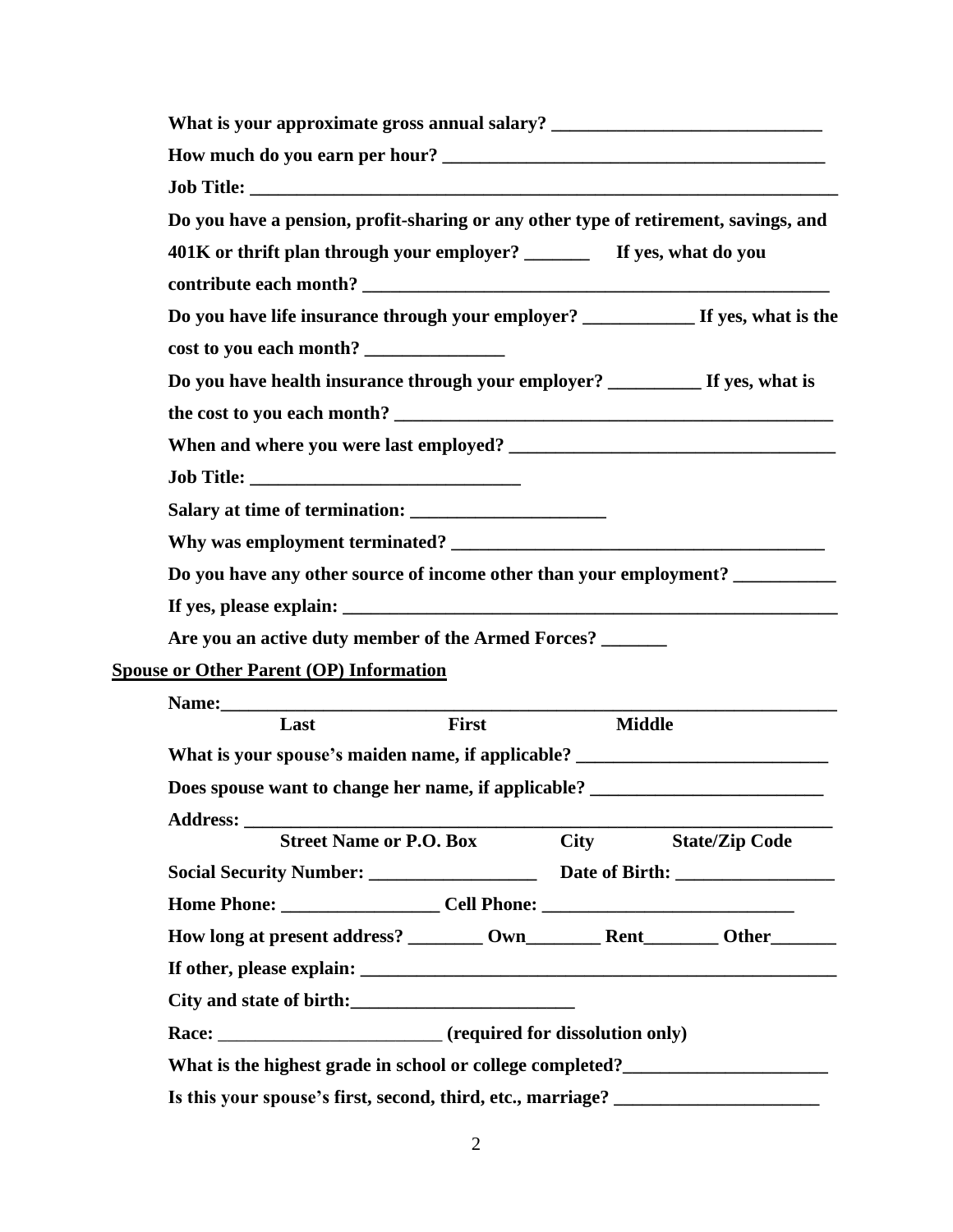**What is your approximate gross annual salary? ______________________________**

**How much do you earn per hour? __________________________________________**

**Job Title: ________________________________________________________________**

**Do you have a pension, profit-sharing or any other type of retirement, savings, and 401K or thrift plan through your employer? _______ If yes, what do you contribute each month? ____________________________________________________**

**Do you have life insurance through your employer? ____________ If yes, what is the cost to you each month? _______________**

**Do you have health insurance through your employer? __________ If yes, what is the cost to you each month? _________________________________________________**

**When and where you were last employed? ___________________________________**

**Job Title: _____________________________**

**Salary at time of termination: _____________________**

**Why was employment terminated? ________________________________________**

**Do you have any other source of income other than your employment? ___________**

**If yes, please explain: _______________________________________________________**

**Are you an active duty member of the Armed Forces? _______**

**<u>Spouse or Other Parent (OP) Information</u>**

**Name:_____________________________________________________________________**
**Last First Middle**

**What is your spouse's maiden name, if applicable? ___________________________**

**Does spouse want to change her name, if applicable? _________________________**

**Address: _________________________________________________________________**
**Street Name or P.O. Box City State/Zip Code**

**Social Security Number: __________________ Date of Birth: _________________**

**Home Phone: _________________ Cell Phone: ___________________________**

**How long at present address? ________ Own________ Rent________ Other_______**

**If other, please explain: _____________________________________________________**

**City and state of birth:________________________**

**Race:** ________________________ **(required for dissolution only)**

**What is the highest grade in school or college completed?______________________**

**Is this your spouse's first, second, third, etc., marriage? ______________________**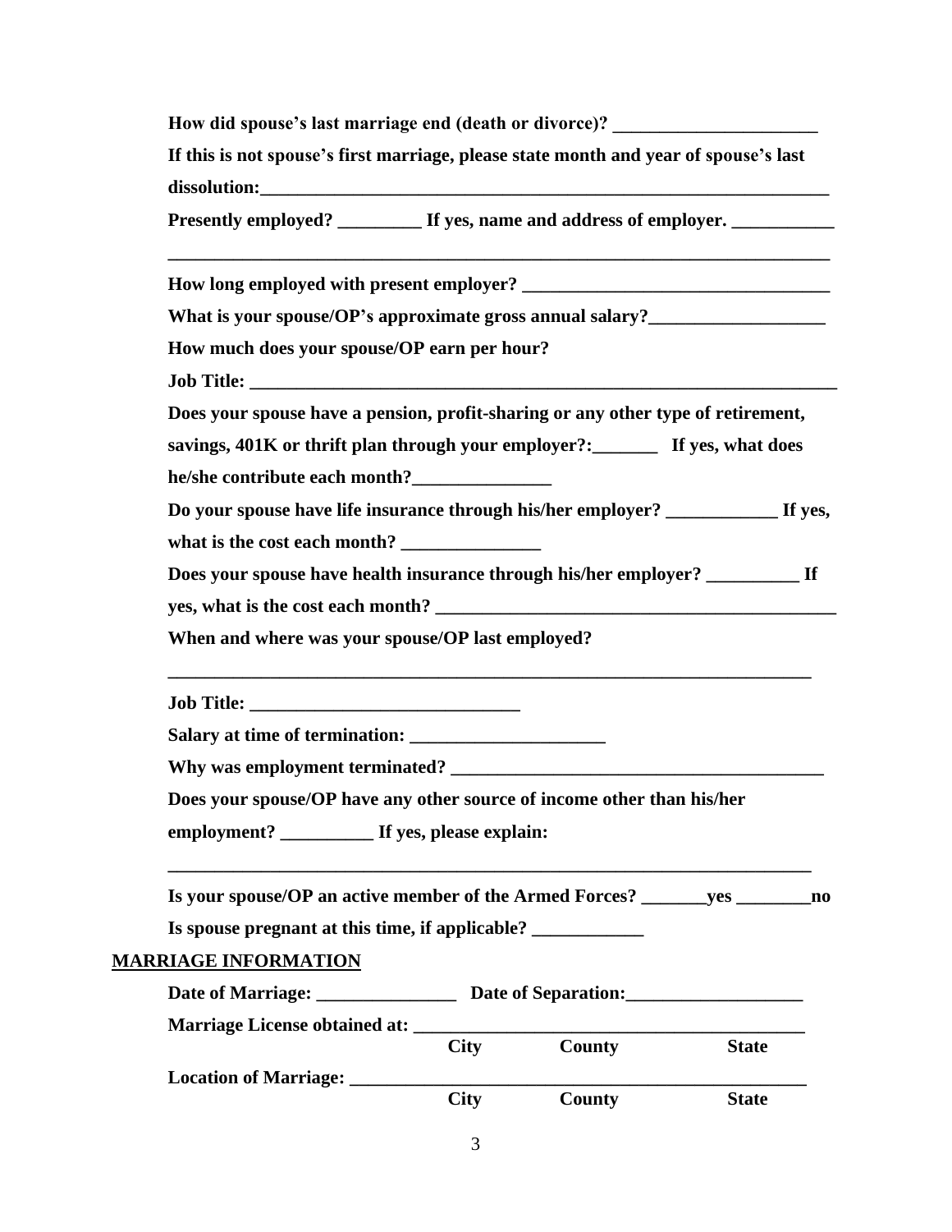**How did spouse's last marriage end (death or divorce)? ______________________**

**If this is not spouse's first marriage, please state month and year of spouse's last dissolution:_____________________________________________________________**

**Presently employed? _________ If yes, name and address of employer. ___________**

**______________________________________________________________________**

**How long employed with present employer? _________________________________**

**What is your spouse/OP's approximate gross annual salary?___________________**

**How much does your spouse/OP earn per hour?**

**Job Title: _________________________________________________________________**

**Does your spouse have a pension, profit-sharing or any other type of retirement, savings, 401K or thrift plan through your employer?:_______ If yes, what does he/she contribute each month?_______________**

**Do your spouse have life insurance through his/her employer? ____________ If yes, what is the cost each month? _______________**

**Does your spouse have health insurance through his/her employer? __________ If yes, what is the cost each month? ____________________________________________**

**When and where was your spouse/OP last employed?**

**______________________________________________________________________**

**Job Title: _____________________________**

**Salary at time of termination: _____________________**

**Why was employment terminated? _________________________________________**

**Does your spouse/OP have any other source of income other than his/her employment? __________ If yes, please explain:**

**______________________________________________________________________**

**Is your spouse/OP an active member of the Armed Forces? _______yes ________no**

**Is spouse pregnant at this time, if applicable? ____________**

## MARRIAGE INFORMATION

**Date of Marriage: _______________ Date of Separation:___________________**

**Marriage License obtained at: __________________________________________**

**City County State**

**Location of Marriage: _________________________________________________**

**City County State**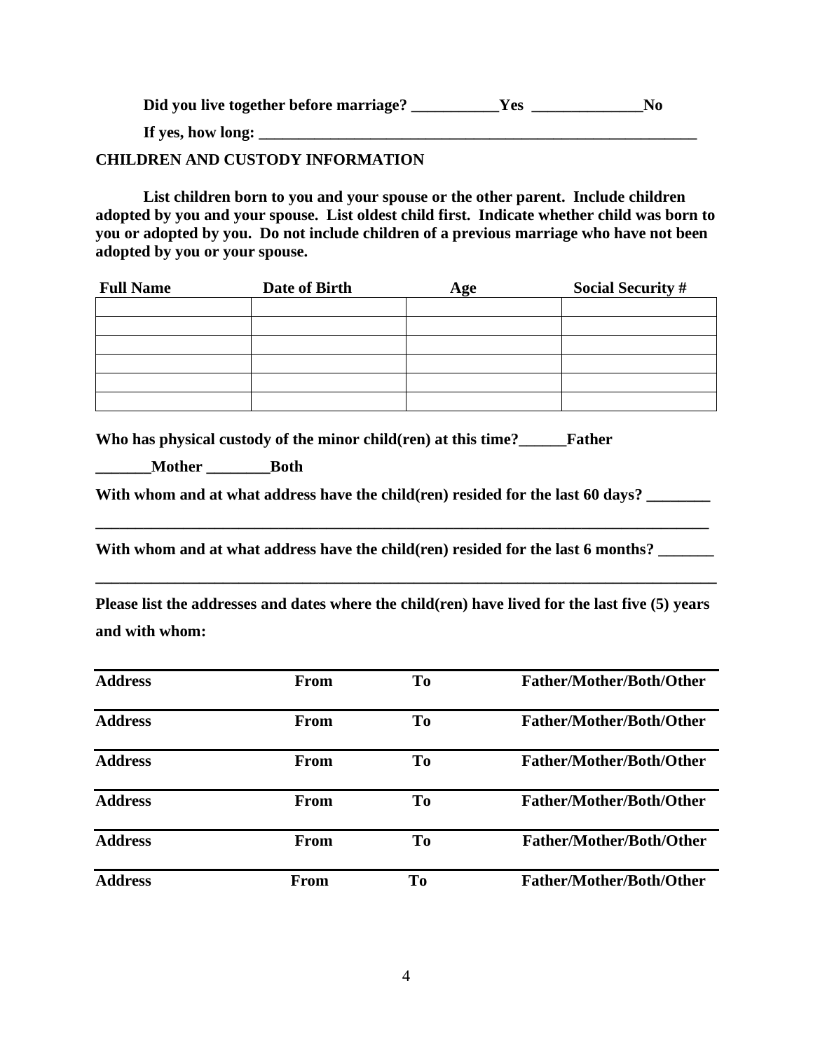**Did you live together before marriage? ___________Yes ______________No**

**If yes, how long: ___________________________________________________________**

**CHILDREN AND CUSTODY INFORMATION**

**List children born to you and your spouse or the other parent. Include children adopted by you and your spouse. List oldest child first. Indicate whether child was born to you or adopted by you. Do not include children of a previous marriage who have not been adopted by you or your spouse.**

| Full Name | Date of Birth | Age | Social Security # |
|---|---|---|---|
| | | | |
| | | | |
| | | | |
| | | | |
| | | | |
| | | | |

**Who has physical custody of the minor child(ren) at this time?______Father**

**_______Mother ________Both**

**With whom and at what address have the child(ren) resided for the last 60 days? ________**

**_______________________________________________________________________________**

**With whom and at what address have the child(ren) resided for the last 6 months? _______**

**_______________________________________________________________________________**

**Please list the addresses and dates where the child(ren) have lived for the last five (5) years and with whom:**

| Address | From | To | Father/Mother/Both/Other |
|---|---|---|---|
| **Address** | **From** | **To** | **Father/Mother/Both/Other** |
| **Address** | **From** | **To** | **Father/Mother/Both/Other** |
| **Address** | **From** | **To** | **Father/Mother/Both/Other** |
| **Address** | **From** | **To** | **Father/Mother/Both/Other** |
| **Address** | **From** | **To** | **Father/Mother/Both/Other** |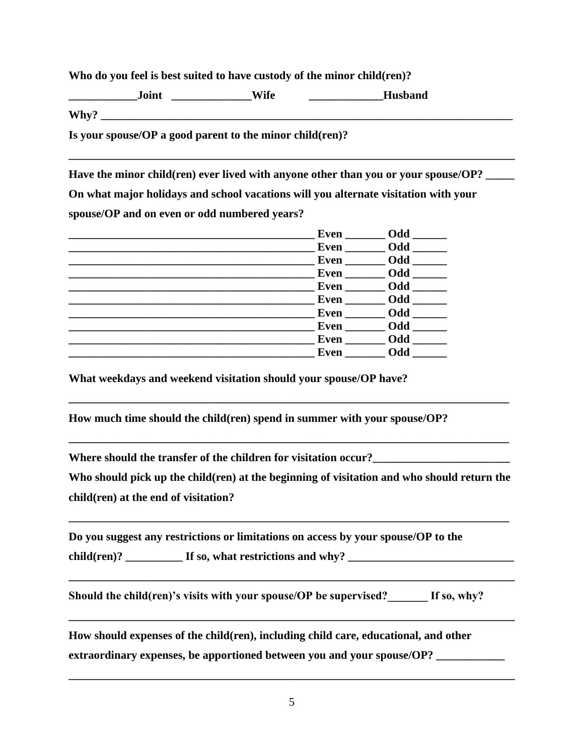**Who do you feel is best suited to have custody of the minor child(ren)?**

**____________Joint ______________Wife _____________Husband**

**Why? ___________________________________________________________________________**

**Is your spouse/OP a good parent to the minor child(ren)?**

**_________________________________________________________________________________**

**Have the minor child(ren) ever lived with anyone other than you or your spouse/OP? _____**

**On what major holidays and school vacations will you alternate visitation with your spouse/OP and on even or odd numbered years?**

**____________________________________________ Even _______ Odd ______**
**____________________________________________ Even _______ Odd ______**
**____________________________________________ Even _______ Odd ______**
**____________________________________________ Even _______ Odd ______**
**____________________________________________ Even _______ Odd ______**
**____________________________________________ Even _______ Odd ______**
**____________________________________________ Even _______ Odd ______**
**____________________________________________ Even _______ Odd ______**
**____________________________________________ Even _______ Odd ______**
**____________________________________________ Even _______ Odd ______**

**What weekdays and weekend visitation should your spouse/OP have?**

**________________________________________________________________________________**

**How much time should the child(ren) spend in summer with your spouse/OP?**

**________________________________________________________________________________**

**Where should the transfer of the children for visitation occur?________________________**

**Who should pick up the child(ren) at the beginning of visitation and who should return the child(ren) at the end of visitation?**

**________________________________________________________________________________**

**Do you suggest any restrictions or limitations on access by your spouse/OP to the child(ren)? __________ If so, what restrictions and why? _____________________________**

**_________________________________________________________________________________**

**Should the child(ren)'s visits with your spouse/OP be supervised?_______ If so, why?**

**_________________________________________________________________________________**

**How should expenses of the child(ren), including child care, educational, and other extraordinary expenses, be apportioned between you and your spouse/OP? ____________**

**_________________________________________________________________________________**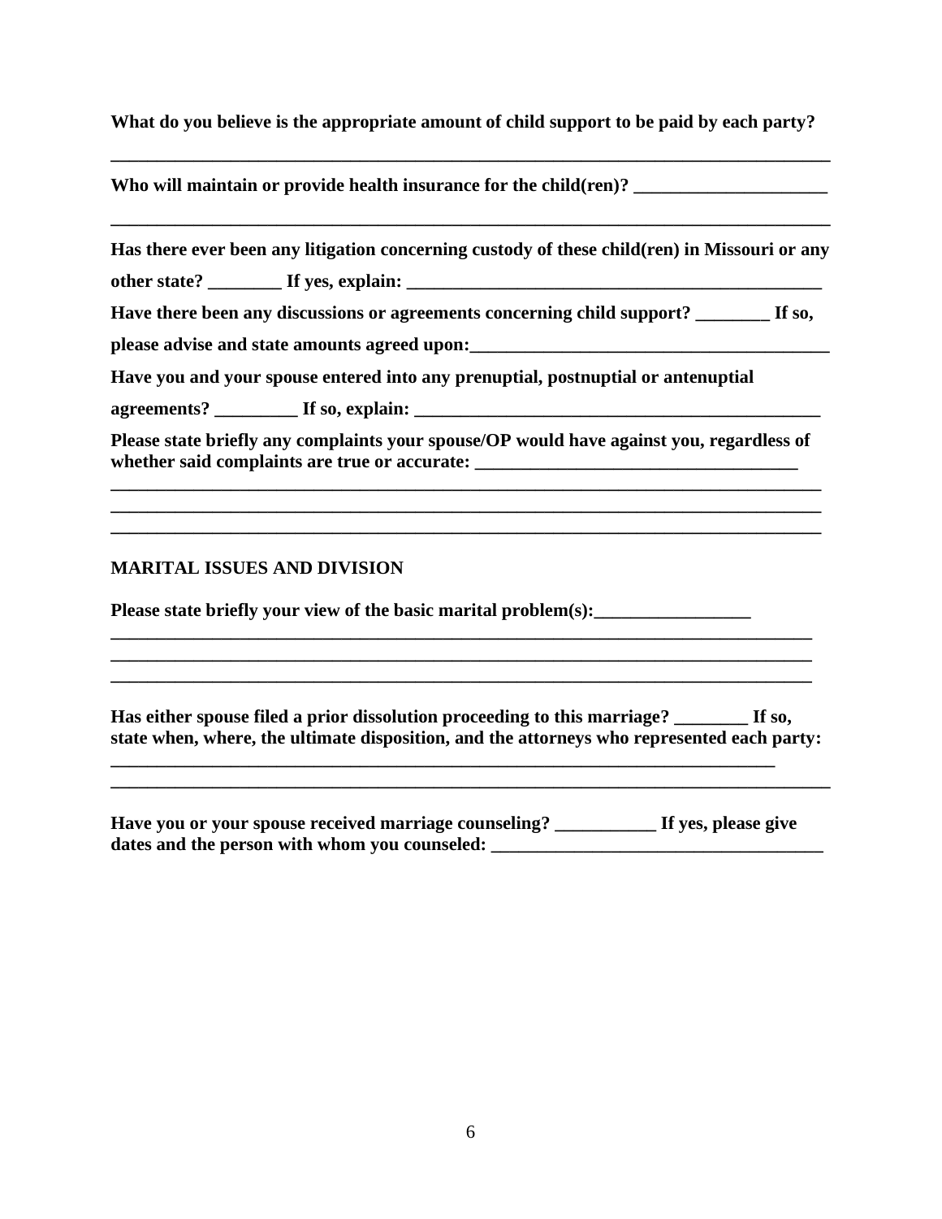**What do you believe is the appropriate amount of child support to be paid by each party?**

________________________________________________________________________________

**Who will maintain or provide health insurance for the child(ren)?** _____________________

________________________________________________________________________________

**Has there ever been any litigation concerning custody of these child(ren) in Missouri or any other state?** ________ **If yes, explain:** _____________________________________________

**Have there been any discussions or agreements concerning child support?** ________ **If so, please advise and state amounts agreed upon:**_______________________________________

**Have you and your spouse entered into any prenuptial, postnuptial or antenuptial agreements?** _________ **If so, explain:** _____________________________________________

**Please state briefly any complaints your spouse/OP would have against you, regardless of whether said complaints are true or accurate:** ___________________________________

________________________________________________________________________________
________________________________________________________________________________
________________________________________________________________________________

**MARITAL ISSUES AND DIVISION**

**Please state briefly your view of the basic marital problem(s):**_________________

________________________________________________________________________________
________________________________________________________________________________
________________________________________________________________________________

**Has either spouse filed a prior dissolution proceeding to this marriage?** ________ **If so, state when, where, the ultimate disposition, and the attorneys who represented each party:**

________________________________________________________________________________
________________________________________________________________________________

**Have you or your spouse received marriage counseling?** ___________ **If yes, please give dates and the person with whom you counseled:** ___________________________________